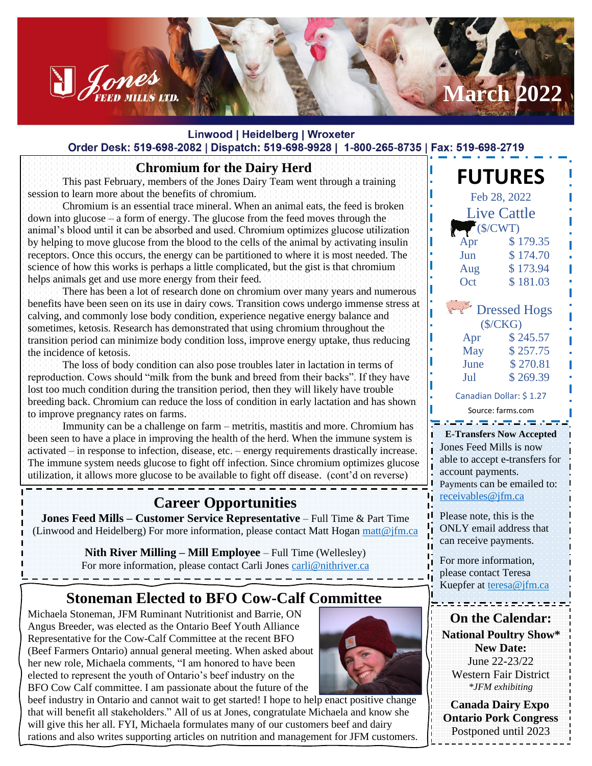# Jones Feed Mills Ltd. — March 2022

**Linwood | Heidelberg | Wroxeter**

**Order Desk: 519-698-2082 | Dispatch: 519-698-9928 | 1-800-265-8735 | Fax: 519-698-2719**

## Chromium for the Dairy Herd

This past February, members of the Jones Dairy Team went through a training session to learn more about the benefits of chromium.

Chromium is an essential trace mineral. When an animal eats, the feed is broken down into glucose – a form of energy. The glucose from the feed moves through the animal's blood until it can be absorbed and used. Chromium optimizes glucose utilization by helping to move glucose from the blood to the cells of the animal by activating insulin receptors. Once this occurs, the energy can be partitioned to where it is most needed. The science of how this works is perhaps a little complicated, but the gist is that chromium helps animals get and use more energy from their feed.

There has been a lot of research done on chromium over many years and numerous benefits have been seen on its use in dairy cows. Transition cows undergo immense stress at calving, and commonly lose body condition, experience negative energy balance and sometimes, ketosis. Research has demonstrated that using chromium throughout the transition period can minimize body condition loss, improve energy uptake, thus reducing the incidence of ketosis.

The loss of body condition can also pose troubles later in lactation in terms of reproduction. Cows should "milk from the bunk and breed from their backs". If they have lost too much condition during the transition period, then they will likely have trouble breeding back. Chromium can reduce the loss of condition in early lactation and has shown to improve pregnancy rates on farms.

Immunity can be a challenge on farm – metritis, mastitis and more. Chromium has been seen to have a place in improving the health of the herd. When the immune system is activated – in response to infection, disease, etc. – energy requirements drastically increase. The immune system needs glucose to fight off infection. Since chromium optimizes glucose utilization, it allows more glucose to be available to fight off disease. (cont'd on reverse)

## Career Opportunities

**Jones Feed Mills – Customer Service Representative** – Full Time & Part Time (Linwood and Heidelberg) For more information, please contact Matt Hogan matt@jfm.ca

**Nith River Milling – Mill Employee** – Full Time (Wellesley) For more information, please contact Carli Jones carli@nithriver.ca

## Stoneman Elected to BFO Cow-Calf Committee

Michaela Stoneman, JFM Ruminant Nutritionist and Barrie, ON Angus Breeder, was elected as the Ontario Beef Youth Alliance Representative for the Cow-Calf Committee at the recent BFO (Beef Farmers Ontario) annual general meeting. When asked about her new role, Michaela comments, "I am honored to have been elected to represent the youth of Ontario's beef industry on the BFO Cow Calf committee. I am passionate about the future of the beef industry in Ontario and cannot wait to get started! I hope to help enact positive change that will benefit all stakeholders." All of us at Jones, congratulate Michaela and know she will give this her all. FYI, Michaela formulates many of our customers beef and dairy rations and also writes supporting articles on nutrition and management for JFM customers.

## FUTURES

Feb 28, 2022

**Live Cattle** ($/CWT)

| Month | Price |
|---|---|
| Apr | $ 179.35 |
| Jun | $ 174.70 |
| Aug | $ 173.94 |
| Oct | $ 181.03 |

**Dressed Hogs** ($/CKG)

| Month | Price |
|---|---|
| Apr | $ 245.57 |
| May | $ 257.75 |
| June | $ 270.81 |
| Jul | $ 269.39 |

Canadian Dollar: $ 1.27

Source: farms.com

**E-Transfers Now Accepted**

Jones Feed Mills is now able to accept e-transfers for account payments. Payments can be emailed to: receivables@jfm.ca

Please note, this is the ONLY email address that can receive payments.

For more information, please contact Teresa Kuepfer at teresa@jfm.ca

## On the Calendar:

**National Poultry Show\***
**New Date:**
June 22-23/22
Western Fair District
*\*JFM exhibiting*

**Canada Dairy Expo**
**Ontario Pork Congress**
Postponed until 2023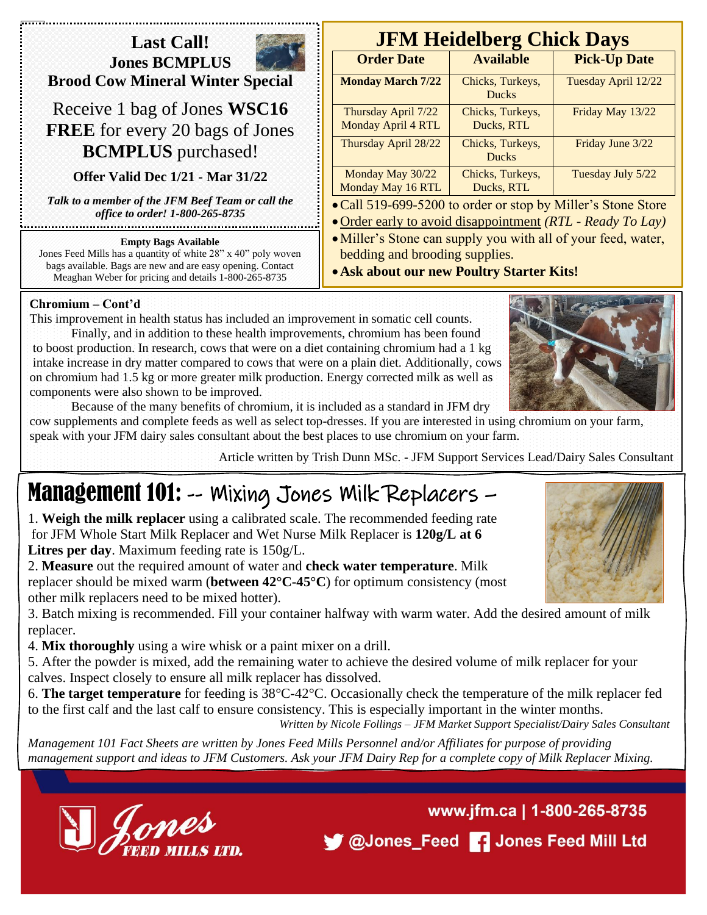## Last Call!

### Jones BCMPLUS Brood Cow Mineral Winter Special

Receive 1 bag of Jones **WSC16 FREE** for every 20 bags of Jones **BCMPLUS** purchased!

**Offer Valid Dec 1/21 - Mar 31/22**

***Talk to a member of the JFM Beef Team or call the office to order! 1-800-265-8735***

**Empty Bags Available**

Jones Feed Mills has a quantity of white 28" x 40" poly woven bags available. Bags are new and are easy opening. Contact Meaghan Weber for pricing and details 1-800-265-8735

## JFM Heidelberg Chick Days

| Order Date | Available | Pick-Up Date |
|---|---|---|
| **Monday March 7/22** | Chicks, Turkeys, Ducks | Tuesday April 12/22 |
| Thursday April 7/22<br>Monday April 4 RTL | Chicks, Turkeys, Ducks, RTL | Friday May 13/22 |
| Thursday April 28/22 | Chicks, Turkeys, Ducks | Friday June 3/22 |
| Monday May 30/22<br>Monday May 16 RTL | Chicks, Turkeys, Ducks, RTL | Tuesday July 5/22 |

- Call 519-699-5200 to order or stop by Miller's Stone Store
- Order early to avoid disappointment *(RTL - Ready To Lay)*
- Miller's Stone can supply you with all of your feed, water, bedding and brooding supplies.
- **Ask about our new Poultry Starter Kits!**

**Chromium – Cont'd**

This improvement in health status has included an improvement in somatic cell counts.

Finally, and in addition to these health improvements, chromium has been found to boost production. In research, cows that were on a diet containing chromium had a 1 kg intake increase in dry matter compared to cows that were on a plain diet. Additionally, cows on chromium had 1.5 kg or more greater milk production. Energy corrected milk as well as components were also shown to be improved.

Because of the many benefits of chromium, it is included as a standard in JFM dry cow supplements and complete feeds as well as select top-dresses. If you are interested in using chromium on your farm, speak with your JFM dairy sales consultant about the best places to use chromium on your farm.

Article written by Trish Dunn MSc. - JFM Support Services Lead/Dairy Sales Consultant

## Management 101: -- Mixing Jones Milk Replacers –

1. **Weigh the milk replacer** using a calibrated scale. The recommended feeding rate for JFM Whole Start Milk Replacer and Wet Nurse Milk Replacer is **120g/L at 6 Litres per day**. Maximum feeding rate is 150g/L.
2. **Measure** out the required amount of water and **check water temperature**. Milk replacer should be mixed warm (**between 42°C-45°C**) for optimum consistency (most other milk replacers need to be mixed hotter).
3. Batch mixing is recommended. Fill your container halfway with warm water. Add the desired amount of milk replacer.
4. **Mix thoroughly** using a wire whisk or a paint mixer on a drill.
5. After the powder is mixed, add the remaining water to achieve the desired volume of milk replacer for your calves. Inspect closely to ensure all milk replacer has dissolved.
6. **The target temperature** for feeding is 38°C-42°C. Occasionally check the temperature of the milk replacer fed to the first calf and the last calf to ensure consistency. This is especially important in the winter months.

*Written by Nicole Follings – JFM Market Support Specialist/Dairy Sales Consultant*

*Management 101 Fact Sheets are written by Jones Feed Mills Personnel and/or Affiliates for purpose of providing management support and ideas to JFM Customers. Ask your JFM Dairy Rep for a complete copy of Milk Replacer Mixing.*

Jones Feed Mills Ltd.

www.jfm.ca | 1-800-265-8735

@Jones_Feed Jones Feed Mill Ltd